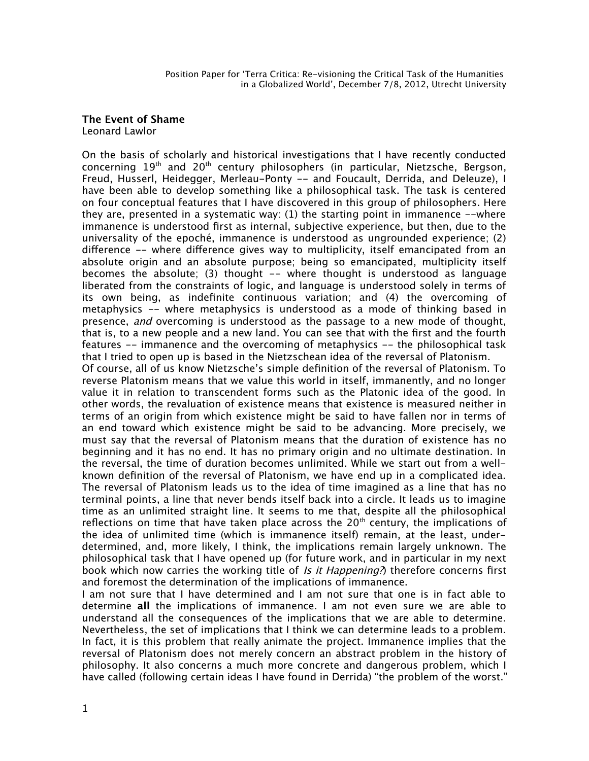Position Paper for 'Terra Critica: Re-visioning the Critical Task of the Humanities in a Globalized World', December 7/8, 2012, Utrecht University

**The Event of Shame**
Leonard Lawlor

On the basis of scholarly and historical investigations that I have recently conducted concerning 19th and 20th century philosophers (in particular, Nietzsche, Bergson, Freud, Husserl, Heidegger, Merleau-Ponty -- and Foucault, Derrida, and Deleuze), I have been able to develop something like a philosophical task. The task is centered on four conceptual features that I have discovered in this group of philosophers. Here they are, presented in a systematic way: (1) the starting point in immanence --where immanence is understood first as internal, subjective experience, but then, due to the universality of the epoché, immanence is understood as ungrounded experience; (2) difference -- where difference gives way to multiplicity, itself emancipated from an absolute origin and an absolute purpose; being so emancipated, multiplicity itself becomes the absolute; (3) thought -- where thought is understood as language liberated from the constraints of logic, and language is understood solely in terms of its own being, as indefinite continuous variation; and (4) the overcoming of metaphysics -- where metaphysics is understood as a mode of thinking based in presence, *and* overcoming is understood as the passage to a new mode of thought, that is, to a new people and a new land. You can see that with the first and the fourth features -- immanence and the overcoming of metaphysics -- the philosophical task that I tried to open up is based in the Nietzschean idea of the reversal of Platonism.

Of course, all of us know Nietzsche's simple definition of the reversal of Platonism. To reverse Platonism means that we value this world in itself, immanently, and no longer value it in relation to transcendent forms such as the Platonic idea of the good. In other words, the revaluation of existence means that existence is measured neither in terms of an origin from which existence might be said to have fallen nor in terms of an end toward which existence might be said to be advancing. More precisely, we must say that the reversal of Platonism means that the duration of existence has no beginning and it has no end. It has no primary origin and no ultimate destination. In the reversal, the time of duration becomes unlimited. While we start out from a well-known definition of the reversal of Platonism, we have end up in a complicated idea. The reversal of Platonism leads us to the idea of time imagined as a line that has no terminal points, a line that never bends itself back into a circle. It leads us to imagine time as an unlimited straight line. It seems to me that, despite all the philosophical reflections on time that have taken place across the 20th century, the implications of the idea of unlimited time (which is immanence itself) remain, at the least, under-determined, and, more likely, I think, the implications remain largely unknown. The philosophical task that I have opened up (for future work, and in particular in my next book which now carries the working title of *Is it Happening?*) therefore concerns first and foremost the determination of the implications of immanence.

I am not sure that I have determined and I am not sure that one is in fact able to determine **all** the implications of immanence. I am not even sure we are able to understand all the consequences of the implications that we are able to determine. Nevertheless, the set of implications that I think we can determine leads to a problem. In fact, it is this problem that really animate the project. Immanence implies that the reversal of Platonism does not merely concern an abstract problem in the history of philosophy. It also concerns a much more concrete and dangerous problem, which I have called (following certain ideas I have found in Derrida) "the problem of the worst."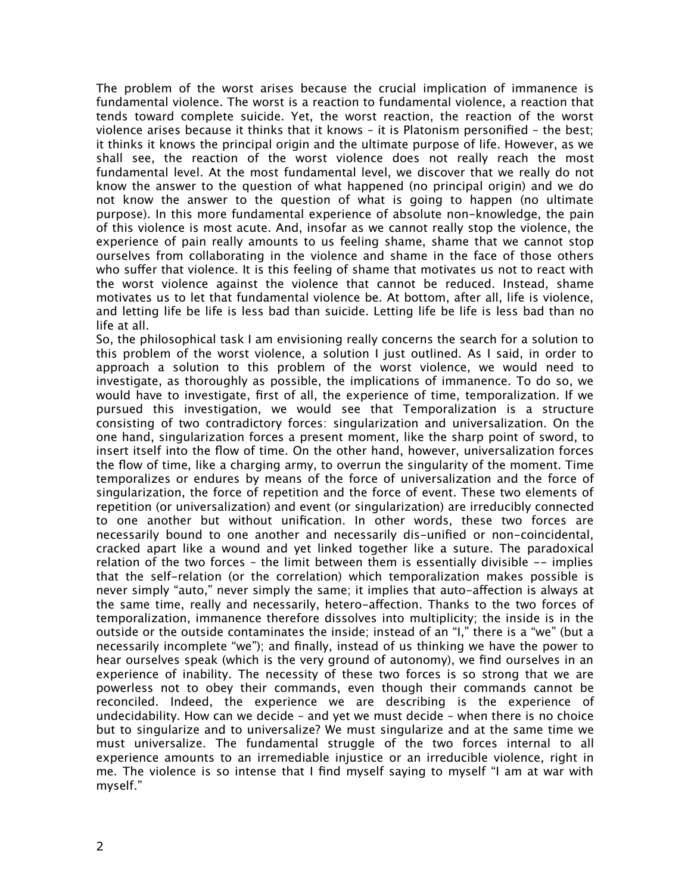The problem of the worst arises because the crucial implication of immanence is fundamental violence. The worst is a reaction to fundamental violence, a reaction that tends toward complete suicide. Yet, the worst reaction, the reaction of the worst violence arises because it thinks that it knows – it is Platonism personified – the best; it thinks it knows the principal origin and the ultimate purpose of life. However, as we shall see, the reaction of the worst violence does not really reach the most fundamental level. At the most fundamental level, we discover that we really do not know the answer to the question of what happened (no principal origin) and we do not know the answer to the question of what is going to happen (no ultimate purpose). In this more fundamental experience of absolute non-knowledge, the pain of this violence is most acute. And, insofar as we cannot really stop the violence, the experience of pain really amounts to us feeling shame, shame that we cannot stop ourselves from collaborating in the violence and shame in the face of those others who suffer that violence. It is this feeling of shame that motivates us not to react with the worst violence against the violence that cannot be reduced. Instead, shame motivates us to let that fundamental violence be. At bottom, after all, life is violence, and letting life be life is less bad than suicide. Letting life be life is less bad than no life at all.

So, the philosophical task I am envisioning really concerns the search for a solution to this problem of the worst violence, a solution I just outlined. As I said, in order to approach a solution to this problem of the worst violence, we would need to investigate, as thoroughly as possible, the implications of immanence. To do so, we would have to investigate, first of all, the experience of time, temporalization. If we pursued this investigation, we would see that Temporalization is a structure consisting of two contradictory forces: singularization and universalization. On the one hand, singularization forces a present moment, like the sharp point of sword, to insert itself into the flow of time. On the other hand, however, universalization forces the flow of time, like a charging army, to overrun the singularity of the moment. Time temporalizes or endures by means of the force of universalization and the force of singularization, the force of repetition and the force of event. These two elements of repetition (or universalization) and event (or singularization) are irreducibly connected to one another but without unification. In other words, these two forces are necessarily bound to one another and necessarily dis-unified or non-coincidental, cracked apart like a wound and yet linked together like a suture. The paradoxical relation of the two forces – the limit between them is essentially divisible -- implies that the self-relation (or the correlation) which temporalization makes possible is never simply "auto," never simply the same; it implies that auto-affection is always at the same time, really and necessarily, hetero-affection. Thanks to the two forces of temporalization, immanence therefore dissolves into multiplicity; the inside is in the outside or the outside contaminates the inside; instead of an "I," there is a "we" (but a necessarily incomplete "we"); and finally, instead of us thinking we have the power to hear ourselves speak (which is the very ground of autonomy), we find ourselves in an experience of inability. The necessity of these two forces is so strong that we are powerless not to obey their commands, even though their commands cannot be reconciled. Indeed, the experience we are describing is the experience of undecidability. How can we decide – and yet we must decide – when there is no choice but to singularize and to universalize? We must singularize and at the same time we must universalize. The fundamental struggle of the two forces internal to all experience amounts to an irremediable injustice or an irreducible violence, right in me. The violence is so intense that I find myself saying to myself "I am at war with myself."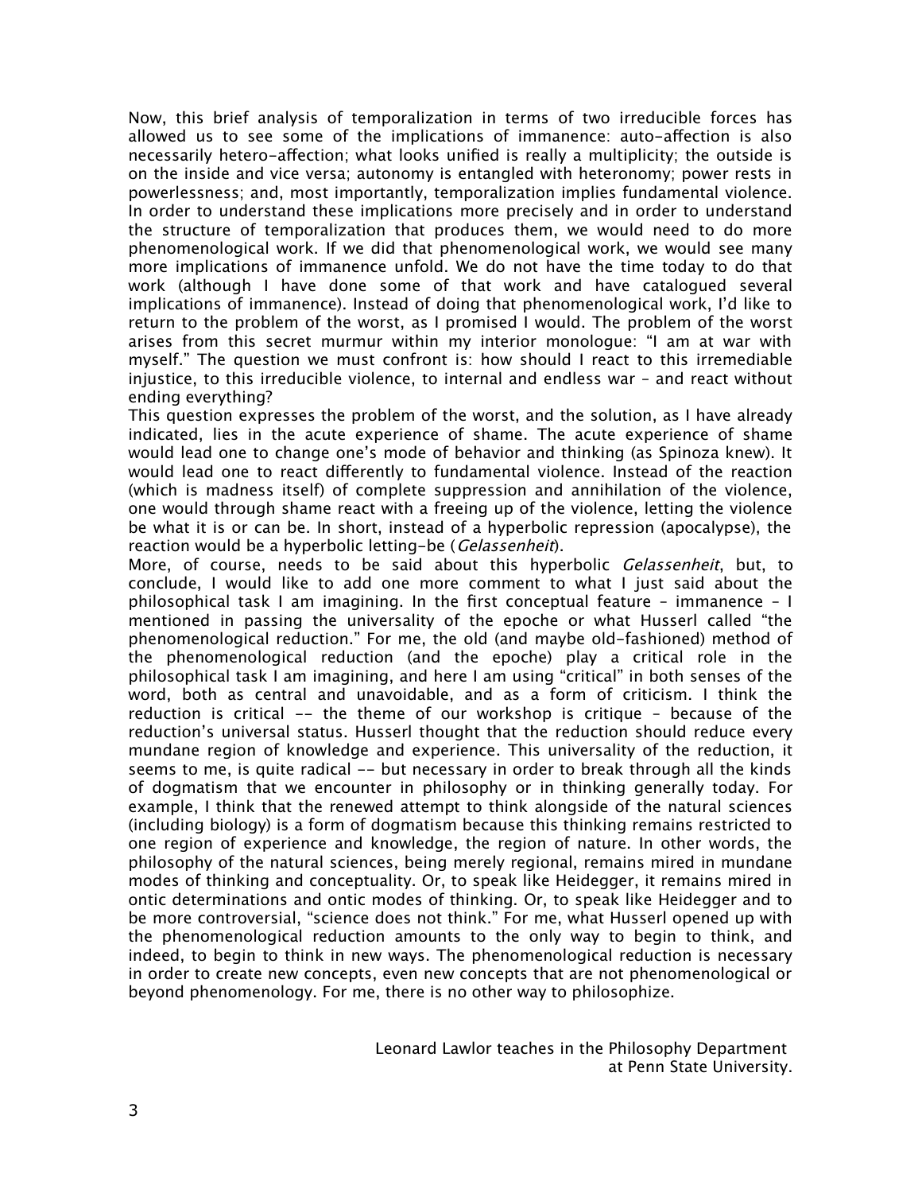Now, this brief analysis of temporalization in terms of two irreducible forces has allowed us to see some of the implications of immanence: auto-affection is also necessarily hetero-affection; what looks unified is really a multiplicity; the outside is on the inside and vice versa; autonomy is entangled with heteronomy; power rests in powerlessness; and, most importantly, temporalization implies fundamental violence. In order to understand these implications more precisely and in order to understand the structure of temporalization that produces them, we would need to do more phenomenological work. If we did that phenomenological work, we would see many more implications of immanence unfold. We do not have the time today to do that work (although I have done some of that work and have catalogued several implications of immanence). Instead of doing that phenomenological work, I'd like to return to the problem of the worst, as I promised I would. The problem of the worst arises from this secret murmur within my interior monologue: "I am at war with myself." The question we must confront is: how should I react to this irremediable injustice, to this irreducible violence, to internal and endless war – and react without ending everything?

This question expresses the problem of the worst, and the solution, as I have already indicated, lies in the acute experience of shame. The acute experience of shame would lead one to change one's mode of behavior and thinking (as Spinoza knew). It would lead one to react differently to fundamental violence. Instead of the reaction (which is madness itself) of complete suppression and annihilation of the violence, one would through shame react with a freeing up of the violence, letting the violence be what it is or can be. In short, instead of a hyperbolic repression (apocalypse), the reaction would be a hyperbolic letting-be (*Gelassenheit*).

More, of course, needs to be said about this hyperbolic *Gelassenheit*, but, to conclude, I would like to add one more comment to what I just said about the philosophical task I am imagining. In the first conceptual feature – immanence – I mentioned in passing the universality of the epoche or what Husserl called "the phenomenological reduction." For me, the old (and maybe old-fashioned) method of the phenomenological reduction (and the epoche) play a critical role in the philosophical task I am imagining, and here I am using "critical" in both senses of the word, both as central and unavoidable, and as a form of criticism. I think the reduction is critical -- the theme of our workshop is critique – because of the reduction's universal status. Husserl thought that the reduction should reduce every mundane region of knowledge and experience. This universality of the reduction, it seems to me, is quite radical -- but necessary in order to break through all the kinds of dogmatism that we encounter in philosophy or in thinking generally today. For example, I think that the renewed attempt to think alongside of the natural sciences (including biology) is a form of dogmatism because this thinking remains restricted to one region of experience and knowledge, the region of nature. In other words, the philosophy of the natural sciences, being merely regional, remains mired in mundane modes of thinking and conceptuality. Or, to speak like Heidegger, it remains mired in ontic determinations and ontic modes of thinking. Or, to speak like Heidegger and to be more controversial, "science does not think." For me, what Husserl opened up with the phenomenological reduction amounts to the only way to begin to think, and indeed, to begin to think in new ways. The phenomenological reduction is necessary in order to create new concepts, even new concepts that are not phenomenological or beyond phenomenology. For me, there is no other way to philosophize.

Leonard Lawlor teaches in the Philosophy Department at Penn State University.